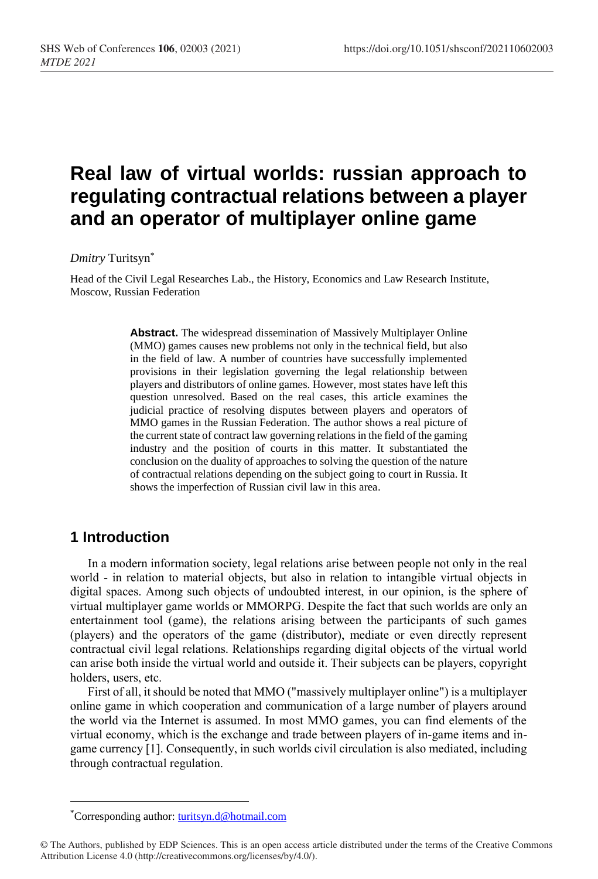# Real law of virtual worlds: russian approach to regulating contractual relations between a player and an operator of multiplayer online game

*Dmitry* Turitsyn*

Head of the Civil Legal Researches Lab., the History, Economics and Law Research Institute, Moscow, Russian Federation

**Abstract.** The widespread dissemination of Massively Multiplayer Online (MMO) games causes new problems not only in the technical field, but also in the field of law. A number of countries have successfully implemented provisions in their legislation governing the legal relationship between players and distributors of online games. However, most states have left this question unresolved. Based on the real cases, this article examines the judicial practice of resolving disputes between players and operators of MMO games in the Russian Federation. The author shows a real picture of the current state of contract law governing relations in the field of the gaming industry and the position of courts in this matter. It substantiated the conclusion on the duality of approaches to solving the question of the nature of contractual relations depending on the subject going to court in Russia. It shows the imperfection of Russian civil law in this area.

## 1 Introduction

In a modern information society, legal relations arise between people not only in the real world - in relation to material objects, but also in relation to intangible virtual objects in digital spaces. Among such objects of undoubted interest, in our opinion, is the sphere of virtual multiplayer game worlds or MMORPG. Despite the fact that such worlds are only an entertainment tool (game), the relations arising between the participants of such games (players) and the operators of the game (distributor), mediate or even directly represent contractual civil legal relations. Relationships regarding digital objects of the virtual world can arise both inside the virtual world and outside it. Their subjects can be players, copyright holders, users, etc.

First of all, it should be noted that MMO ("massively multiplayer online") is a multiplayer online game in which cooperation and communication of a large number of players around the world via the Internet is assumed. In most MMO games, you can find elements of the virtual economy, which is the exchange and trade between players of in-game items and in-game currency [1]. Consequently, in such worlds civil circulation is also mediated, including through contractual regulation.

*Corresponding author: turitsyn.d@hotmail.com

© The Authors, published by EDP Sciences. This is an open access article distributed under the terms of the Creative Commons Attribution License 4.0 (http://creativecommons.org/licenses/by/4.0/).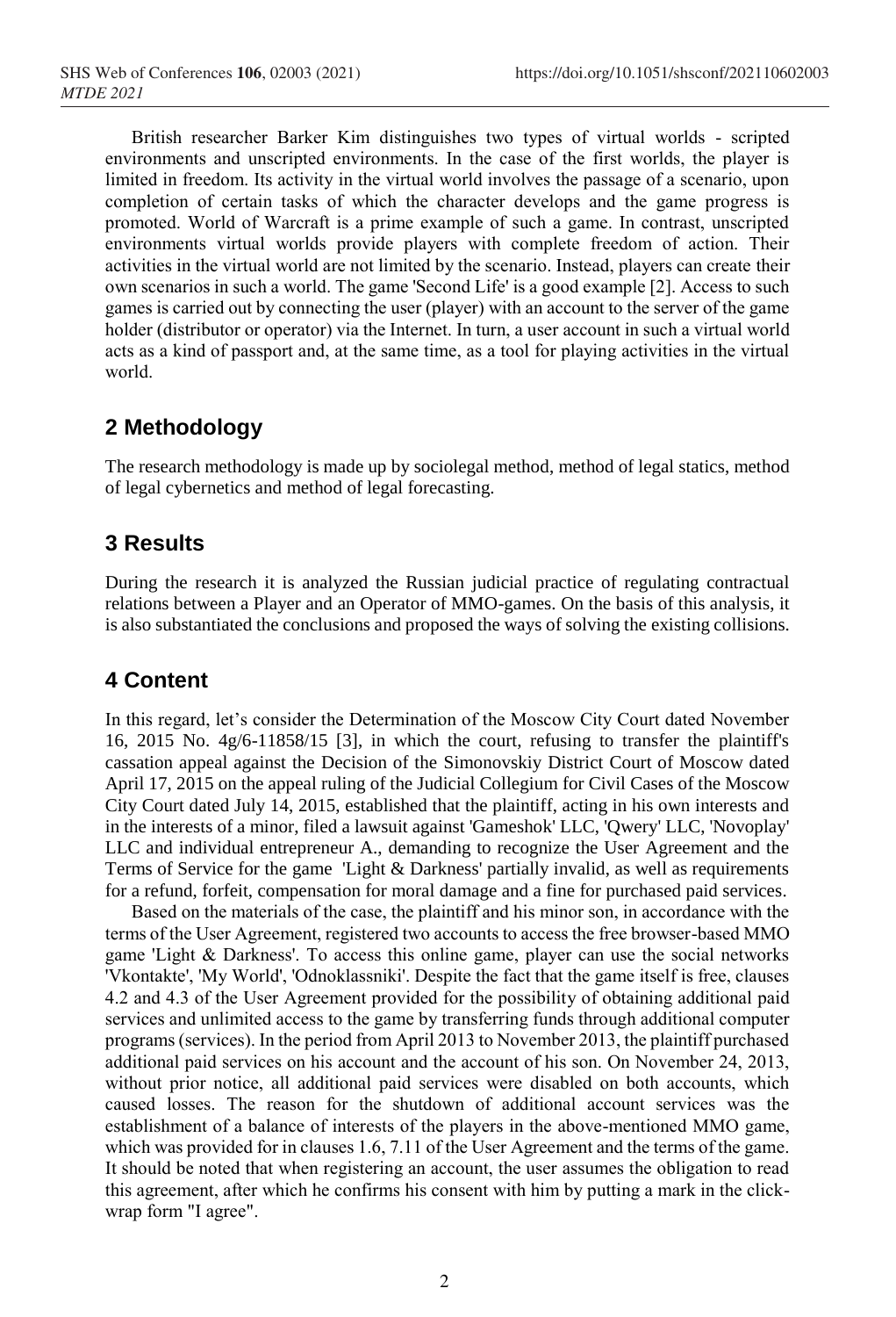British researcher Barker Kim distinguishes two types of virtual worlds - scripted environments and unscripted environments. In the case of the first worlds, the player is limited in freedom. Its activity in the virtual world involves the passage of a scenario, upon completion of certain tasks of which the character develops and the game progress is promoted. World of Warcraft is a prime example of such a game. In contrast, unscripted environments virtual worlds provide players with complete freedom of action. Their activities in the virtual world are not limited by the scenario. Instead, players can create their own scenarios in such a world. The game 'Second Life' is a good example [2]. Access to such games is carried out by connecting the user (player) with an account to the server of the game holder (distributor or operator) via the Internet. In turn, a user account in such a virtual world acts as a kind of passport and, at the same time, as a tool for playing activities in the virtual world.

## 2 Methodology

The research methodology is made up by sociolegal method, method of legal statics, method of legal cybernetics and method of legal forecasting.

## 3 Results

During the research it is analyzed the Russian judicial practice of regulating contractual relations between a Player and an Operator of MMO-games. On the basis of this analysis, it is also substantiated the conclusions and proposed the ways of solving the existing collisions.

## 4 Content

In this regard, let's consider the Determination of the Moscow City Court dated November 16, 2015 No. 4g/6-11858/15 [3], in which the court, refusing to transfer the plaintiff's cassation appeal against the Decision of the Simonovskiy District Court of Moscow dated April 17, 2015 on the appeal ruling of the Judicial Collegium for Civil Cases of the Moscow City Court dated July 14, 2015, established that the plaintiff, acting in his own interests and in the interests of a minor, filed a lawsuit against 'Gameshok' LLC, 'Qwery' LLC, 'Novoplay' LLC and individual entrepreneur A., demanding to recognize the User Agreement and the Terms of Service for the game 'Light & Darkness' partially invalid, as well as requirements for a refund, forfeit, compensation for moral damage and a fine for purchased paid services.

Based on the materials of the case, the plaintiff and his minor son, in accordance with the terms of the User Agreement, registered two accounts to access the free browser-based MMO game 'Light & Darkness'. To access this online game, player can use the social networks 'Vkontakte', 'My World', 'Odnoklassniki'. Despite the fact that the game itself is free, clauses 4.2 and 4.3 of the User Agreement provided for the possibility of obtaining additional paid services and unlimited access to the game by transferring funds through additional computer programs (services). In the period from April 2013 to November 2013, the plaintiff purchased additional paid services on his account and the account of his son. On November 24, 2013, without prior notice, all additional paid services were disabled on both accounts, which caused losses. The reason for the shutdown of additional account services was the establishment of a balance of interests of the players in the above-mentioned MMO game, which was provided for in clauses 1.6, 7.11 of the User Agreement and the terms of the game. It should be noted that when registering an account, the user assumes the obligation to read this agreement, after which he confirms his consent with him by putting a mark in the click-wrap form "I agree".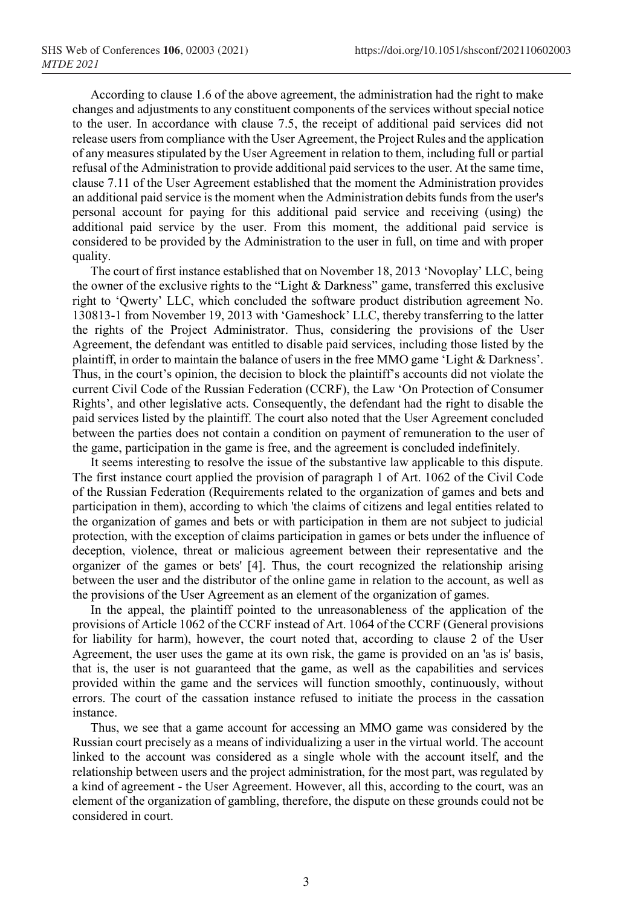According to clause 1.6 of the above agreement, the administration had the right to make changes and adjustments to any constituent components of the services without special notice to the user. In accordance with clause 7.5, the receipt of additional paid services did not release users from compliance with the User Agreement, the Project Rules and the application of any measures stipulated by the User Agreement in relation to them, including full or partial refusal of the Administration to provide additional paid services to the user. At the same time, clause 7.11 of the User Agreement established that the moment the Administration provides an additional paid service is the moment when the Administration debits funds from the user's personal account for paying for this additional paid service and receiving (using) the additional paid service by the user. From this moment, the additional paid service is considered to be provided by the Administration to the user in full, on time and with proper quality.

The court of first instance established that on November 18, 2013 'Novoplay' LLC, being the owner of the exclusive rights to the "Light & Darkness" game, transferred this exclusive right to 'Qwerty' LLC, which concluded the software product distribution agreement No. 130813-1 from November 19, 2013 with 'Gameshock' LLC, thereby transferring to the latter the rights of the Project Administrator. Thus, considering the provisions of the User Agreement, the defendant was entitled to disable paid services, including those listed by the plaintiff, in order to maintain the balance of users in the free MMO game 'Light & Darkness'. Thus, in the court's opinion, the decision to block the plaintiff's accounts did not violate the current Civil Code of the Russian Federation (CCRF), the Law 'On Protection of Consumer Rights', and other legislative acts. Consequently, the defendant had the right to disable the paid services listed by the plaintiff. The court also noted that the User Agreement concluded between the parties does not contain a condition on payment of remuneration to the user of the game, participation in the game is free, and the agreement is concluded indefinitely.

It seems interesting to resolve the issue of the substantive law applicable to this dispute. The first instance court applied the provision of paragraph 1 of Art. 1062 of the Civil Code of the Russian Federation (Requirements related to the organization of games and bets and participation in them), according to which 'the claims of citizens and legal entities related to the organization of games and bets or with participation in them are not subject to judicial protection, with the exception of claims participation in games or bets under the influence of deception, violence, threat or malicious agreement between their representative and the organizer of the games or bets' [4]. Thus, the court recognized the relationship arising between the user and the distributor of the online game in relation to the account, as well as the provisions of the User Agreement as an element of the organization of games.

In the appeal, the plaintiff pointed to the unreasonableness of the application of the provisions of Article 1062 of the CCRF instead of Art. 1064 of the CCRF (General provisions for liability for harm), however, the court noted that, according to clause 2 of the User Agreement, the user uses the game at its own risk, the game is provided on an 'as is' basis, that is, the user is not guaranteed that the game, as well as the capabilities and services provided within the game and the services will function smoothly, continuously, without errors. The court of the cassation instance refused to initiate the process in the cassation instance.

Thus, we see that a game account for accessing an MMO game was considered by the Russian court precisely as a means of individualizing a user in the virtual world. The account linked to the account was considered as a single whole with the account itself, and the relationship between users and the project administration, for the most part, was regulated by a kind of agreement - the User Agreement. However, all this, according to the court, was an element of the organization of gambling, therefore, the dispute on these grounds could not be considered in court.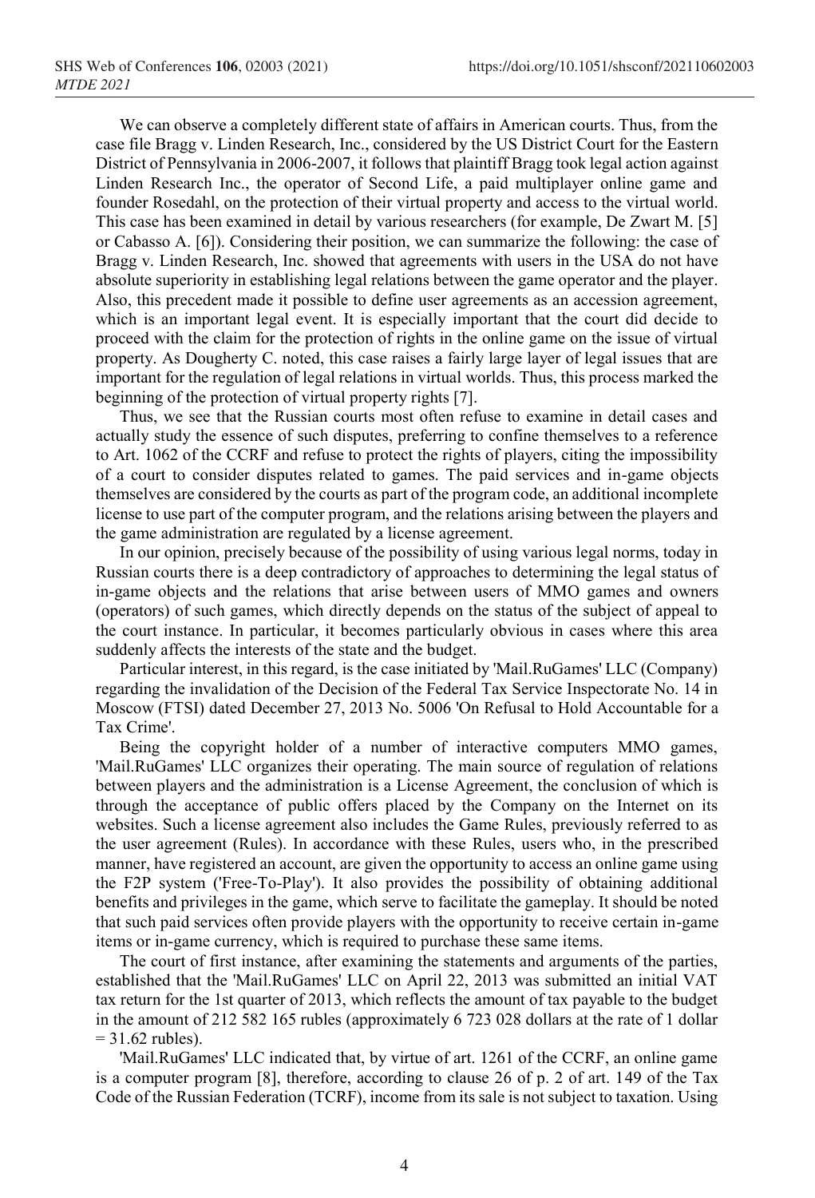We can observe a completely different state of affairs in American courts. Thus, from the case file Bragg v. Linden Research, Inc., considered by the US District Court for the Eastern District of Pennsylvania in 2006-2007, it follows that plaintiff Bragg took legal action against Linden Research Inc., the operator of Second Life, a paid multiplayer online game and founder Rosedahl, on the protection of their virtual property and access to the virtual world. This case has been examined in detail by various researchers (for example, De Zwart M. [5] or Cabasso A. [6]). Considering their position, we can summarize the following: the case of Bragg v. Linden Research, Inc. showed that agreements with users in the USA do not have absolute superiority in establishing legal relations between the game operator and the player. Also, this precedent made it possible to define user agreements as an accession agreement, which is an important legal event. It is especially important that the court did decide to proceed with the claim for the protection of rights in the online game on the issue of virtual property. As Dougherty C. noted, this case raises a fairly large layer of legal issues that are important for the regulation of legal relations in virtual worlds. Thus, this process marked the beginning of the protection of virtual property rights [7].

Thus, we see that the Russian courts most often refuse to examine in detail cases and actually study the essence of such disputes, preferring to confine themselves to a reference to Art. 1062 of the CCRF and refuse to protect the rights of players, citing the impossibility of a court to consider disputes related to games. The paid services and in-game objects themselves are considered by the courts as part of the program code, an additional incomplete license to use part of the computer program, and the relations arising between the players and the game administration are regulated by a license agreement.

In our opinion, precisely because of the possibility of using various legal norms, today in Russian courts there is a deep contradictory of approaches to determining the legal status of in-game objects and the relations that arise between users of MMO games and owners (operators) of such games, which directly depends on the status of the subject of appeal to the court instance. In particular, it becomes particularly obvious in cases where this area suddenly affects the interests of the state and the budget.

Particular interest, in this regard, is the case initiated by 'Mail.RuGames' LLC (Company) regarding the invalidation of the Decision of the Federal Tax Service Inspectorate No. 14 in Moscow (FTSI) dated December 27, 2013 No. 5006 'On Refusal to Hold Accountable for a Tax Crime'.

Being the copyright holder of a number of interactive computers MMO games, 'Mail.RuGames' LLC organizes their operating. The main source of regulation of relations between players and the administration is a License Agreement, the conclusion of which is through the acceptance of public offers placed by the Company on the Internet on its websites. Such a license agreement also includes the Game Rules, previously referred to as the user agreement (Rules). In accordance with these Rules, users who, in the prescribed manner, have registered an account, are given the opportunity to access an online game using the F2P system ('Free-To-Play'). It also provides the possibility of obtaining additional benefits and privileges in the game, which serve to facilitate the gameplay. It should be noted that such paid services often provide players with the opportunity to receive certain in-game items or in-game currency, which is required to purchase these same items.

The court of first instance, after examining the statements and arguments of the parties, established that the 'Mail.RuGames' LLC on April 22, 2013 was submitted an initial VAT tax return for the 1st quarter of 2013, which reflects the amount of tax payable to the budget in the amount of 212 582 165 rubles (approximately 6 723 028 dollars at the rate of 1 dollar = 31.62 rubles).

'Mail.RuGames' LLC indicated that, by virtue of art. 1261 of the CCRF, an online game is a computer program [8], therefore, according to clause 26 of p. 2 of art. 149 of the Tax Code of the Russian Federation (TCRF), income from its sale is not subject to taxation. Using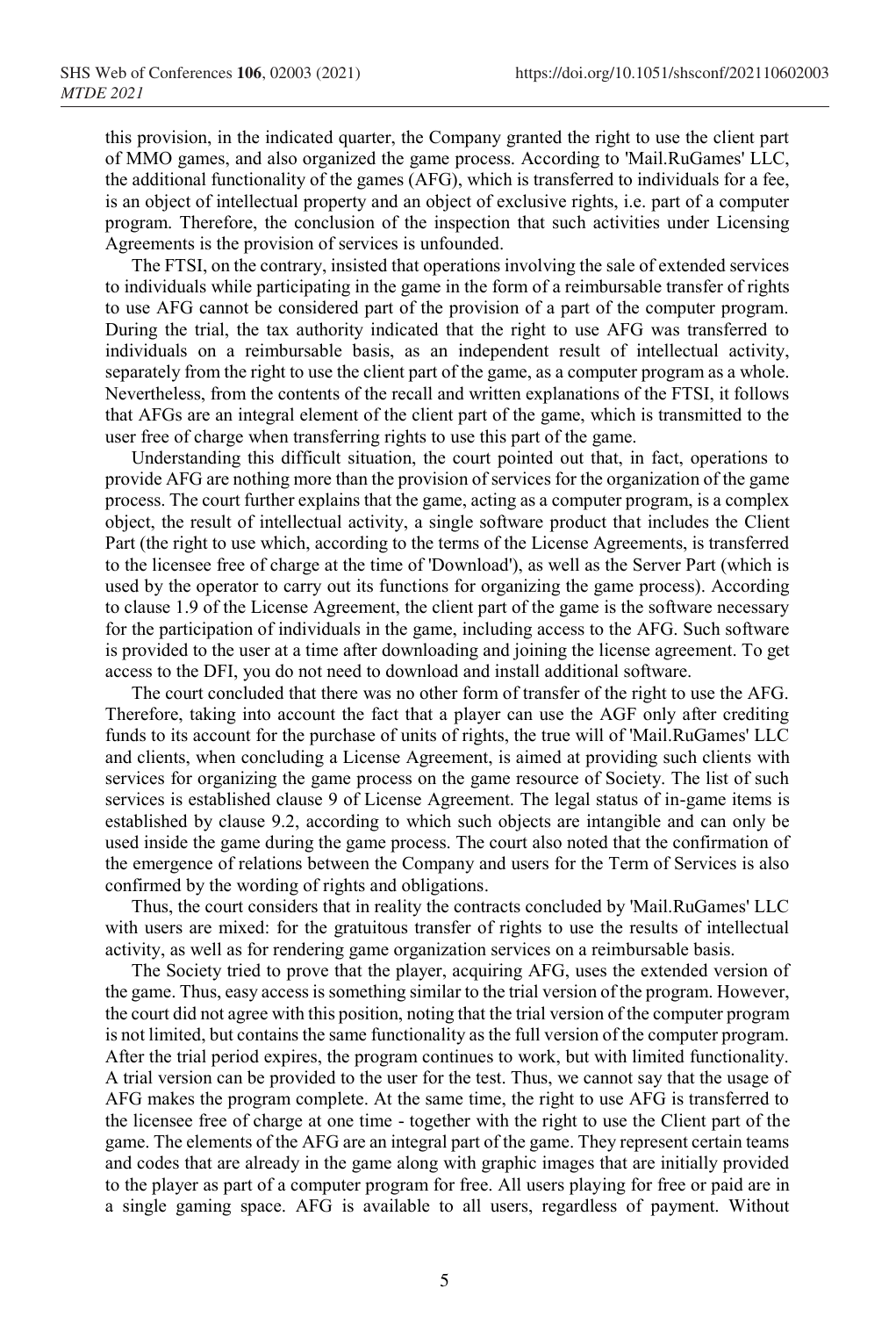this provision, in the indicated quarter, the Company granted the right to use the client part of MMO games, and also organized the game process. According to 'Mail.RuGames' LLC, the additional functionality of the games (AFG), which is transferred to individuals for a fee, is an object of intellectual property and an object of exclusive rights, i.e. part of a computer program. Therefore, the conclusion of the inspection that such activities under Licensing Agreements is the provision of services is unfounded.

The FTSI, on the contrary, insisted that operations involving the sale of extended services to individuals while participating in the game in the form of a reimbursable transfer of rights to use AFG cannot be considered part of the provision of a part of the computer program. During the trial, the tax authority indicated that the right to use AFG was transferred to individuals on a reimbursable basis, as an independent result of intellectual activity, separately from the right to use the client part of the game, as a computer program as a whole. Nevertheless, from the contents of the recall and written explanations of the FTSI, it follows that AFGs are an integral element of the client part of the game, which is transmitted to the user free of charge when transferring rights to use this part of the game.

Understanding this difficult situation, the court pointed out that, in fact, operations to provide AFG are nothing more than the provision of services for the organization of the game process. The court further explains that the game, acting as a computer program, is a complex object, the result of intellectual activity, a single software product that includes the Client Part (the right to use which, according to the terms of the License Agreements, is transferred to the licensee free of charge at the time of 'Download'), as well as the Server Part (which is used by the operator to carry out its functions for organizing the game process). According to clause 1.9 of the License Agreement, the client part of the game is the software necessary for the participation of individuals in the game, including access to the AFG. Such software is provided to the user at a time after downloading and joining the license agreement. To get access to the DFI, you do not need to download and install additional software.

The court concluded that there was no other form of transfer of the right to use the AFG. Therefore, taking into account the fact that a player can use the AGF only after crediting funds to its account for the purchase of units of rights, the true will of 'Mail.RuGames' LLC and clients, when concluding a License Agreement, is aimed at providing such clients with services for organizing the game process on the game resource of Society. The list of such services is established clause 9 of License Agreement. The legal status of in-game items is established by clause 9.2, according to which such objects are intangible and can only be used inside the game during the game process. The court also noted that the confirmation of the emergence of relations between the Company and users for the Term of Services is also confirmed by the wording of rights and obligations.

Thus, the court considers that in reality the contracts concluded by 'Mail.RuGames' LLC with users are mixed: for the gratuitous transfer of rights to use the results of intellectual activity, as well as for rendering game organization services on a reimbursable basis.

The Society tried to prove that the player, acquiring AFG, uses the extended version of the game. Thus, easy access is something similar to the trial version of the program. However, the court did not agree with this position, noting that the trial version of the computer program is not limited, but contains the same functionality as the full version of the computer program. After the trial period expires, the program continues to work, but with limited functionality. A trial version can be provided to the user for the test. Thus, we cannot say that the usage of AFG makes the program complete. At the same time, the right to use AFG is transferred to the licensee free of charge at one time - together with the right to use the Client part of the game. The elements of the AFG are an integral part of the game. They represent certain teams and codes that are already in the game along with graphic images that are initially provided to the player as part of a computer program for free. All users playing for free or paid are in a single gaming space. AFG is available to all users, regardless of payment. Without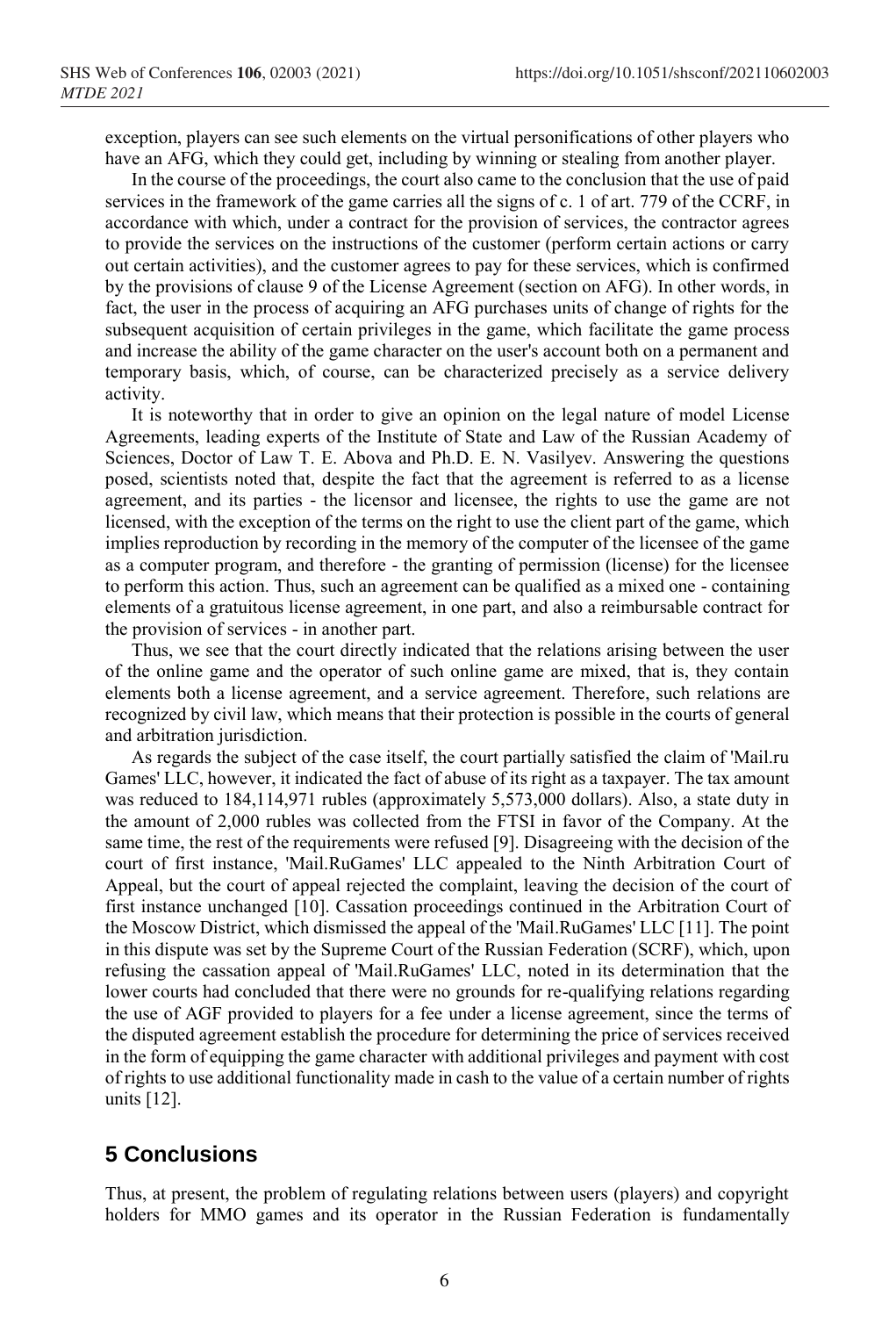exception, players can see such elements on the virtual personifications of other players who have an AFG, which they could get, including by winning or stealing from another player.

In the course of the proceedings, the court also came to the conclusion that the use of paid services in the framework of the game carries all the signs of c. 1 of art. 779 of the CCRF, in accordance with which, under a contract for the provision of services, the contractor agrees to provide the services on the instructions of the customer (perform certain actions or carry out certain activities), and the customer agrees to pay for these services, which is confirmed by the provisions of clause 9 of the License Agreement (section on AFG). In other words, in fact, the user in the process of acquiring an AFG purchases units of change of rights for the subsequent acquisition of certain privileges in the game, which facilitate the game process and increase the ability of the game character on the user's account both on a permanent and temporary basis, which, of course, can be characterized precisely as a service delivery activity.

It is noteworthy that in order to give an opinion on the legal nature of model License Agreements, leading experts of the Institute of State and Law of the Russian Academy of Sciences, Doctor of Law T. E. Abova and Ph.D. E. N. Vasilyev. Answering the questions posed, scientists noted that, despite the fact that the agreement is referred to as a license agreement, and its parties - the licensor and licensee, the rights to use the game are not licensed, with the exception of the terms on the right to use the client part of the game, which implies reproduction by recording in the memory of the computer of the licensee of the game as a computer program, and therefore - the granting of permission (license) for the licensee to perform this action. Thus, such an agreement can be qualified as a mixed one - containing elements of a gratuitous license agreement, in one part, and also a reimbursable contract for the provision of services - in another part.

Thus, we see that the court directly indicated that the relations arising between the user of the online game and the operator of such online game are mixed, that is, they contain elements both a license agreement, and a service agreement. Therefore, such relations are recognized by civil law, which means that their protection is possible in the courts of general and arbitration jurisdiction.

As regards the subject of the case itself, the court partially satisfied the claim of 'Mail.ru Games' LLC, however, it indicated the fact of abuse of its right as a taxpayer. The tax amount was reduced to 184,114,971 rubles (approximately 5,573,000 dollars). Also, a state duty in the amount of 2,000 rubles was collected from the FTSI in favor of the Company. At the same time, the rest of the requirements were refused [9]. Disagreeing with the decision of the court of first instance, 'Mail.RuGames' LLC appealed to the Ninth Arbitration Court of Appeal, but the court of appeal rejected the complaint, leaving the decision of the court of first instance unchanged [10]. Cassation proceedings continued in the Arbitration Court of the Moscow District, which dismissed the appeal of the 'Mail.RuGames' LLC [11]. The point in this dispute was set by the Supreme Court of the Russian Federation (SCRF), which, upon refusing the cassation appeal of 'Mail.RuGames' LLC, noted in its determination that the lower courts had concluded that there were no grounds for re-qualifying relations regarding the use of AGF provided to players for a fee under a license agreement, since the terms of the disputed agreement establish the procedure for determining the price of services received in the form of equipping the game character with additional privileges and payment with cost of rights to use additional functionality made in cash to the value of a certain number of rights units [12].

## 5 Conclusions

Thus, at present, the problem of regulating relations between users (players) and copyright holders for MMO games and its operator in the Russian Federation is fundamentally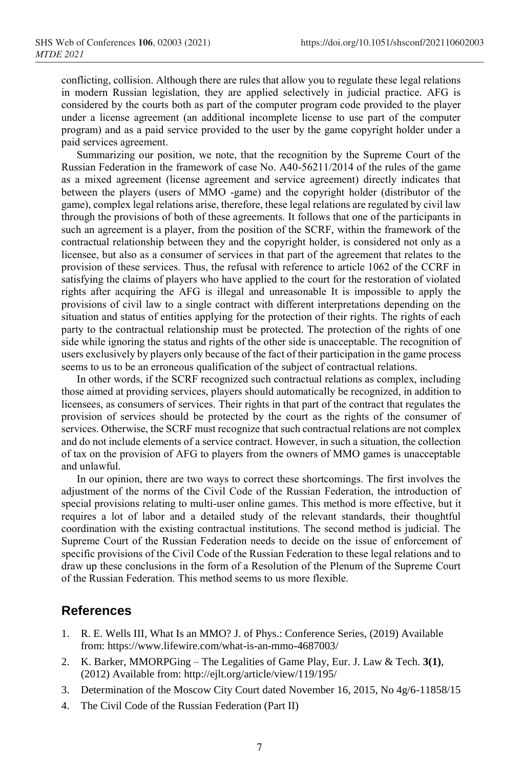conflicting, collision. Although there are rules that allow you to regulate these legal relations in modern Russian legislation, they are applied selectively in judicial practice. AFG is considered by the courts both as part of the computer program code provided to the player under a license agreement (an additional incomplete license to use part of the computer program) and as a paid service provided to the user by the game copyright holder under a paid services agreement.

Summarizing our position, we note, that the recognition by the Supreme Court of the Russian Federation in the framework of case No. A40-56211/2014 of the rules of the game as a mixed agreement (license agreement and service agreement) directly indicates that between the players (users of MMO -game) and the copyright holder (distributor of the game), complex legal relations arise, therefore, these legal relations are regulated by civil law through the provisions of both of these agreements. It follows that one of the participants in such an agreement is a player, from the position of the SCRF, within the framework of the contractual relationship between they and the copyright holder, is considered not only as a licensee, but also as a consumer of services in that part of the agreement that relates to the provision of these services. Thus, the refusal with reference to article 1062 of the CCRF in satisfying the claims of players who have applied to the court for the restoration of violated rights after acquiring the AFG is illegal and unreasonable It is impossible to apply the provisions of civil law to a single contract with different interpretations depending on the situation and status of entities applying for the protection of their rights. The rights of each party to the contractual relationship must be protected. The protection of the rights of one side while ignoring the status and rights of the other side is unacceptable. The recognition of users exclusively by players only because of the fact of their participation in the game process seems to us to be an erroneous qualification of the subject of contractual relations.

In other words, if the SCRF recognized such contractual relations as complex, including those aimed at providing services, players should automatically be recognized, in addition to licensees, as consumers of services. Their rights in that part of the contract that regulates the provision of services should be protected by the court as the rights of the consumer of services. Otherwise, the SCRF must recognize that such contractual relations are not complex and do not include elements of a service contract. However, in such a situation, the collection of tax on the provision of AFG to players from the owners of MMO games is unacceptable and unlawful.

In our opinion, there are two ways to correct these shortcomings. The first involves the adjustment of the norms of the Civil Code of the Russian Federation, the introduction of special provisions relating to multi-user online games. This method is more effective, but it requires a lot of labor and a detailed study of the relevant standards, their thoughtful coordination with the existing contractual institutions. The second method is judicial. The Supreme Court of the Russian Federation needs to decide on the issue of enforcement of specific provisions of the Civil Code of the Russian Federation to these legal relations and to draw up these conclusions in the form of a Resolution of the Plenum of the Supreme Court of the Russian Federation. This method seems to us more flexible.

## References

1. R. E. Wells III, What Is an MMO? J. of Phys.: Conference Series, (2019) Available from: https://www.lifewire.com/what-is-an-mmo-4687003/
2. K. Barker, MMORPGing – The Legalities of Game Play, Eur. J. Law & Tech. **3(1)**, (2012) Available from: http://ejlt.org/article/view/119/195/
3. Determination of the Moscow City Court dated November 16, 2015, No 4g/6-11858/15
4. The Civil Code of the Russian Federation (Part II)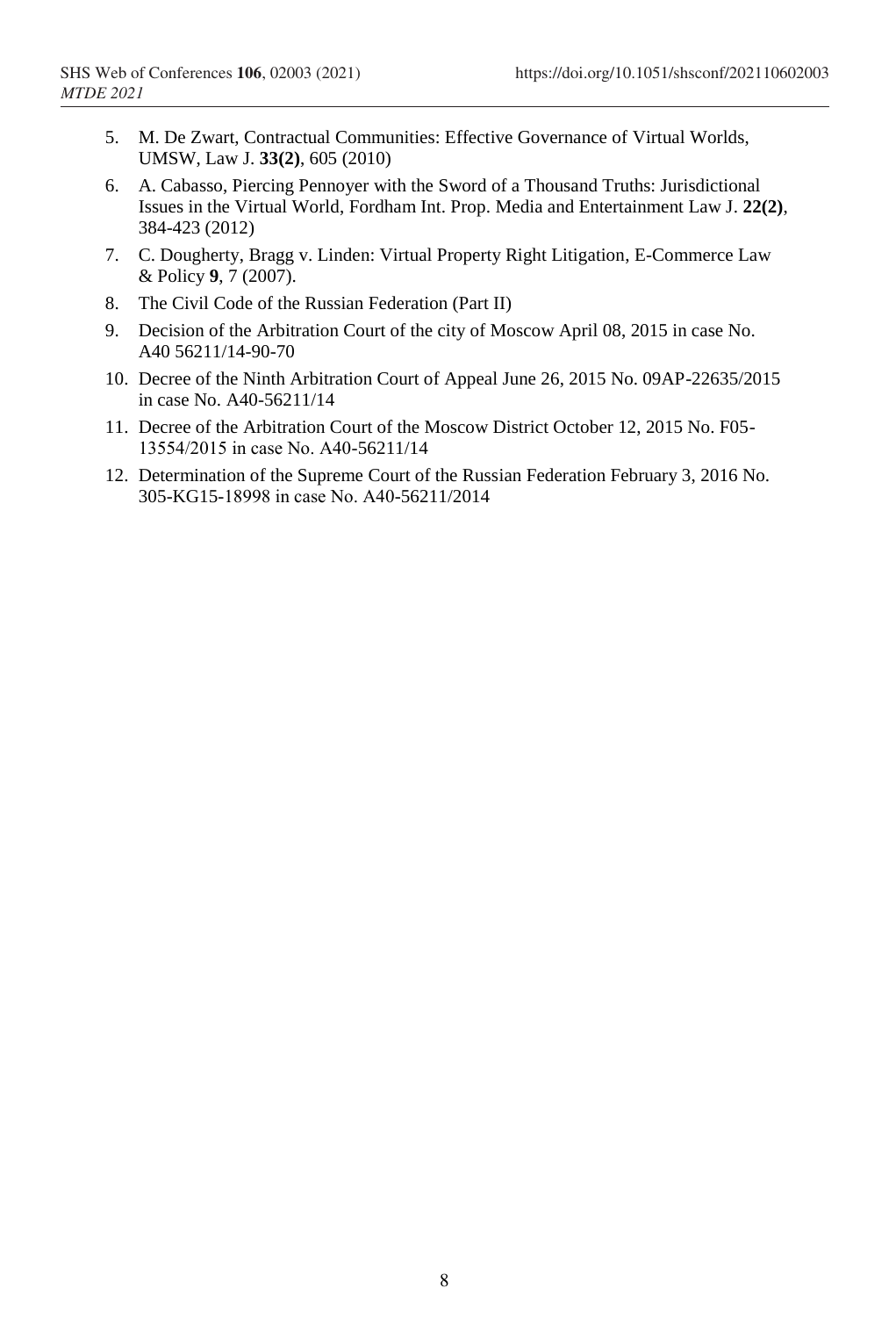5. M. De Zwart, Contractual Communities: Effective Governance of Virtual Worlds, UMSW, Law J. **33(2)**, 605 (2010)
6. A. Cabasso, Piercing Pennoyer with the Sword of a Thousand Truths: Jurisdictional Issues in the Virtual World, Fordham Int. Prop. Media and Entertainment Law J. **22(2)**, 384-423 (2012)
7. C. Dougherty, Bragg v. Linden: Virtual Property Right Litigation, E-Commerce Law & Policy **9**, 7 (2007).
8. The Civil Code of the Russian Federation (Part II)
9. Decision of the Arbitration Court of the city of Moscow April 08, 2015 in case No. A40 56211/14-90-70
10. Decree of the Ninth Arbitration Court of Appeal June 26, 2015 No. 09AP-22635/2015 in case No. A40-56211/14
11. Decree of the Arbitration Court of the Moscow District October 12, 2015 No. F05-13554/2015 in case No. A40-56211/14
12. Determination of the Supreme Court of the Russian Federation February 3, 2016 No. 305-KG15-18998 in case No. A40-56211/2014